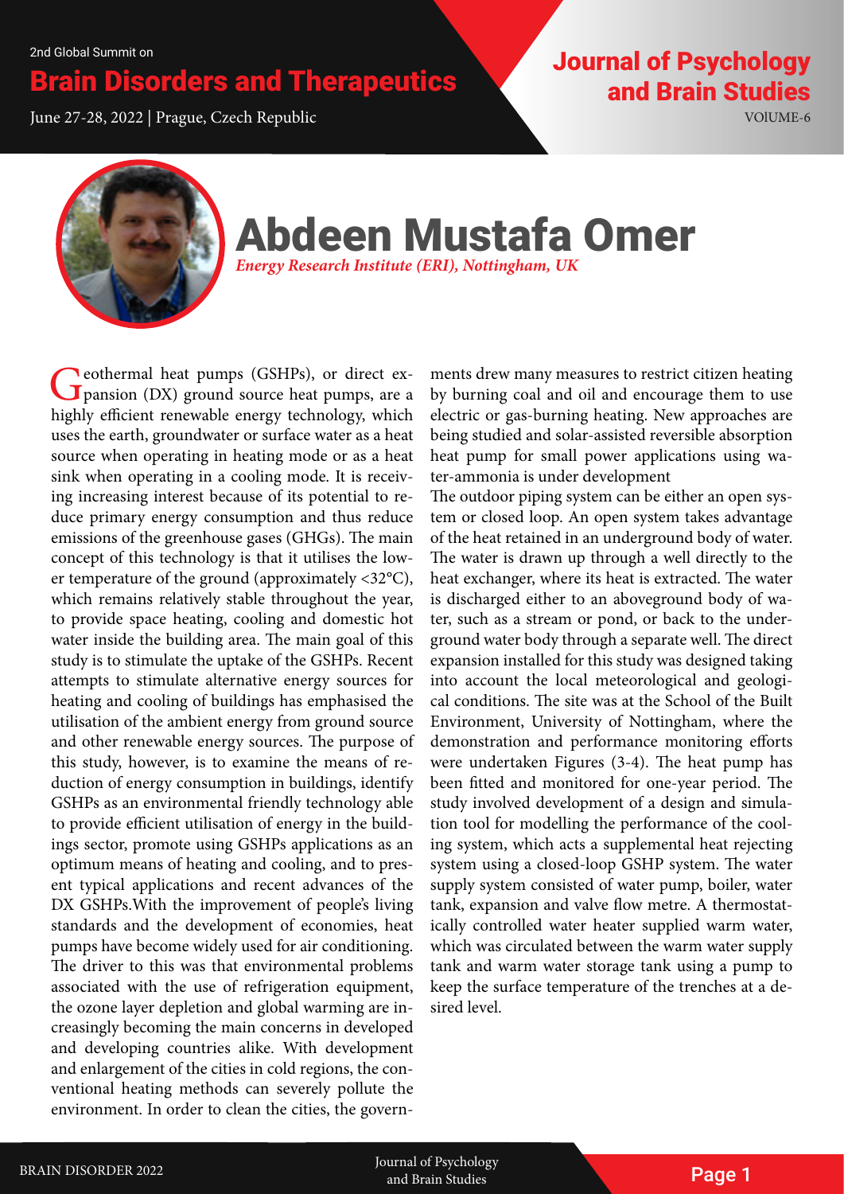# Abdeen Mustafa Omer

*Energy Research Institute (ERI), Nottingham, UK*

Geothermal heat pumps (GSHPs), or direct expansion (DX) ground source heat pumps, are a highly efficient renewable energy technology, which uses the earth, groundwater or surface water as a heat source when operating in heating mode or as a heat sink when operating in a cooling mode. It is receiving increasing interest because of its potential to reduce primary energy consumption and thus reduce emissions of the greenhouse gases (GHGs). The main concept of this technology is that it utilises the lower temperature of the ground (approximately <32°C), which remains relatively stable throughout the year, to provide space heating, cooling and domestic hot water inside the building area. The main goal of this study is to stimulate the uptake of the GSHPs. Recent attempts to stimulate alternative energy sources for heating and cooling of buildings has emphasised the utilisation of the ambient energy from ground source and other renewable energy sources. The purpose of this study, however, is to examine the means of reduction of energy consumption in buildings, identify GSHPs as an environmental friendly technology able to provide efficient utilisation of energy in the buildings sector, promote using GSHPs applications as an optimum means of heating and cooling, and to present typical applications and recent advances of the DX GSHPs.With the improvement of people's living standards and the development of economies, heat pumps have become widely used for air conditioning. The driver to this was that environmental problems associated with the use of refrigeration equipment, the ozone layer depletion and global warming are increasingly becoming the main concerns in developed and developing countries alike. With development and enlargement of the cities in cold regions, the conventional heating methods can severely pollute the environment. In order to clean the cities, the governments drew many measures to restrict citizen heating by burning coal and oil and encourage them to use electric or gas-burning heating. New approaches are being studied and solar-assisted reversible absorption heat pump for small power applications using water-ammonia is under development

The outdoor piping system can be either an open system or closed loop. An open system takes advantage of the heat retained in an underground body of water. The water is drawn up through a well directly to the heat exchanger, where its heat is extracted. The water is discharged either to an aboveground body of water, such as a stream or pond, or back to the underground water body through a separate well. The direct expansion installed for this study was designed taking into account the local meteorological and geological conditions. The site was at the School of the Built Environment, University of Nottingham, where the demonstration and performance monitoring efforts were undertaken Figures (3-4). The heat pump has been fitted and monitored for one-year period. The study involved development of a design and simulation tool for modelling the performance of the cooling system, which acts a supplemental heat rejecting system using a closed-loop GSHP system. The water supply system consisted of water pump, boiler, water tank, expansion and valve flow metre. A thermostatically controlled water heater supplied warm water, which was circulated between the warm water supply tank and warm water storage tank using a pump to keep the surface temperature of the trenches at a desired level.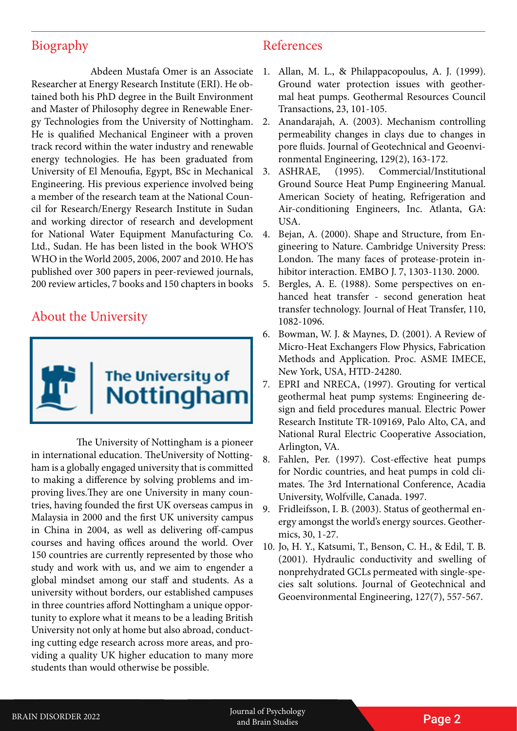## Biography

Abdeen Mustafa Omer is an Associate Researcher at Energy Research Institute (ERI). He obtained both his PhD degree in the Built Environment and Master of Philosophy degree in Renewable Energy Technologies from the University of Nottingham. He is qualified Mechanical Engineer with a proven track record within the water industry and renewable energy technologies. He has been graduated from University of El Menoufia, Egypt, BSc in Mechanical Engineering. His previous experience involved being a member of the research team at the National Council for Research/Energy Research Institute in Sudan and working director of research and development for National Water Equipment Manufacturing Co. Ltd., Sudan. He has been listed in the book WHO'S WHO in the World 2005, 2006, 2007 and 2010. He has published over 300 papers in peer-reviewed journals, 200 review articles, 7 books and 150 chapters in books

## About the University

The University of Nottingham

The University of Nottingham is a pioneer in international education. TheUniversity of Nottingham is a globally engaged university that is committed to making a difference by solving problems and improving lives.They are one University in many countries, having founded the first UK overseas campus in Malaysia in 2000 and the first UK university campus in China in 2004, as well as delivering off-campus courses and having offices around the world. Over 150 countries are currently represented by those who study and work with us, and we aim to engender a global mindset among our staff and students. As a university without borders, our established campuses in three countries afford Nottingham a unique opportunity to explore what it means to be a leading British University not only at home but also abroad, conducting cutting edge research across more areas, and providing a quality UK higher education to many more students than would otherwise be possible.

## References

1. Allan, M. L., & Philappacopoulus, A. J. (1999). Ground water protection issues with geothermal heat pumps. Geothermal Resources Council Transactions, 23, 101-105.
2. Anandarajah, A. (2003). Mechanism controlling permeability changes in clays due to changes in pore fluids. Journal of Geotechnical and Geoenvironmental Engineering, 129(2), 163-172.
3. ASHRAE, (1995). Commercial/Institutional Ground Source Heat Pump Engineering Manual. American Society of heating, Refrigeration and Air-conditioning Engineers, Inc. Atlanta, GA: USA.
4. Bejan, A. (2000). Shape and Structure, from Engineering to Nature. Cambridge University Press: London. The many faces of protease-protein inhibitor interaction. EMBO J. 7, 1303-1130. 2000.
5. Bergles, A. E. (1988). Some perspectives on enhanced heat transfer - second generation heat transfer technology. Journal of Heat Transfer, 110, 1082-1096.
6. Bowman, W. J. & Maynes, D. (2001). A Review of Micro-Heat Exchangers Flow Physics, Fabrication Methods and Application. Proc. ASME IMECE, New York, USA, HTD-24280.
7. EPRI and NRECA, (1997). Grouting for vertical geothermal heat pump systems: Engineering design and field procedures manual. Electric Power Research Institute TR-109169, Palo Alto, CA, and National Rural Electric Cooperative Association, Arlington, VA.
8. Fahlen, Per. (1997). Cost-effective heat pumps for Nordic countries, and heat pumps in cold climates. The 3rd International Conference, Acadia University, Wolfville, Canada. 1997.
9. Fridleifsson, I. B. (2003). Status of geothermal energy amongst the world's energy sources. Geothermics, 30, 1-27.
10. Jo, H. Y., Katsumi, T., Benson, C. H., & Edil, T. B. (2001). Hydraulic conductivity and swelling of nonprehydrated GCLs permeated with single-species salt solutions. Journal of Geotechnical and Geoenvironmental Engineering, 127(7), 557-567.